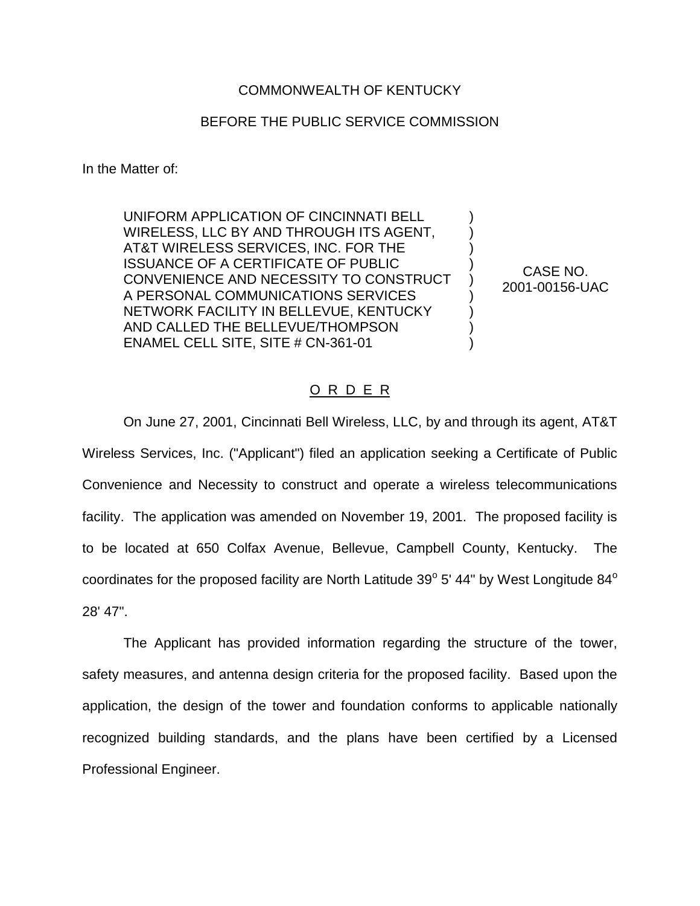COMMONWEALTH OF KENTUCKY

BEFORE THE PUBLIC SERVICE COMMISSION

In the Matter of:

| | | |
|---|---|---|
| UNIFORM APPLICATION OF CINCINNATI BELL WIRELESS, LLC BY AND THROUGH ITS AGENT, AT&T WIRELESS SERVICES, INC. FOR THE ISSUANCE OF A CERTIFICATE OF PUBLIC CONVENIENCE AND NECESSITY TO CONSTRUCT A PERSONAL COMMUNICATIONS SERVICES NETWORK FACILITY IN BELLEVUE, KENTUCKY AND CALLED THE BELLEVUE/THOMPSON ENAMEL CELL SITE, SITE # CN-361-01 | ) | CASE NO. 2001-00156-UAC |

O R D E R

On June 27, 2001, Cincinnati Bell Wireless, LLC, by and through its agent, AT&T Wireless Services, Inc. ("Applicant") filed an application seeking a Certificate of Public Convenience and Necessity to construct and operate a wireless telecommunications facility. The application was amended on November 19, 2001. The proposed facility is to be located at 650 Colfax Avenue, Bellevue, Campbell County, Kentucky. The coordinates for the proposed facility are North Latitude 39° 5' 44" by West Longitude 84° 28' 47".

The Applicant has provided information regarding the structure of the tower, safety measures, and antenna design criteria for the proposed facility. Based upon the application, the design of the tower and foundation conforms to applicable nationally recognized building standards, and the plans have been certified by a Licensed Professional Engineer.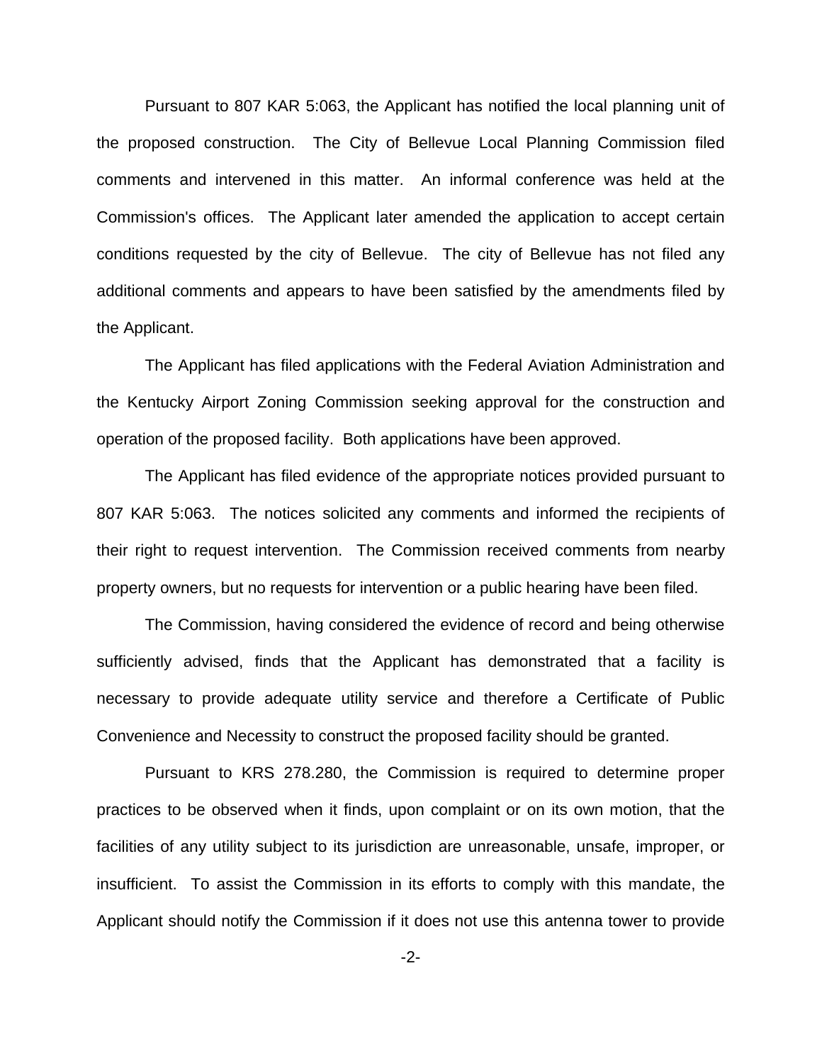Pursuant to 807 KAR 5:063, the Applicant has notified the local planning unit of the proposed construction. The City of Bellevue Local Planning Commission filed comments and intervened in this matter. An informal conference was held at the Commission's offices. The Applicant later amended the application to accept certain conditions requested by the city of Bellevue. The city of Bellevue has not filed any additional comments and appears to have been satisfied by the amendments filed by the Applicant.

The Applicant has filed applications with the Federal Aviation Administration and the Kentucky Airport Zoning Commission seeking approval for the construction and operation of the proposed facility. Both applications have been approved.

The Applicant has filed evidence of the appropriate notices provided pursuant to 807 KAR 5:063. The notices solicited any comments and informed the recipients of their right to request intervention. The Commission received comments from nearby property owners, but no requests for intervention or a public hearing have been filed.

The Commission, having considered the evidence of record and being otherwise sufficiently advised, finds that the Applicant has demonstrated that a facility is necessary to provide adequate utility service and therefore a Certificate of Public Convenience and Necessity to construct the proposed facility should be granted.

Pursuant to KRS 278.280, the Commission is required to determine proper practices to be observed when it finds, upon complaint or on its own motion, that the facilities of any utility subject to its jurisdiction are unreasonable, unsafe, improper, or insufficient. To assist the Commission in its efforts to comply with this mandate, the Applicant should notify the Commission if it does not use this antenna tower to provide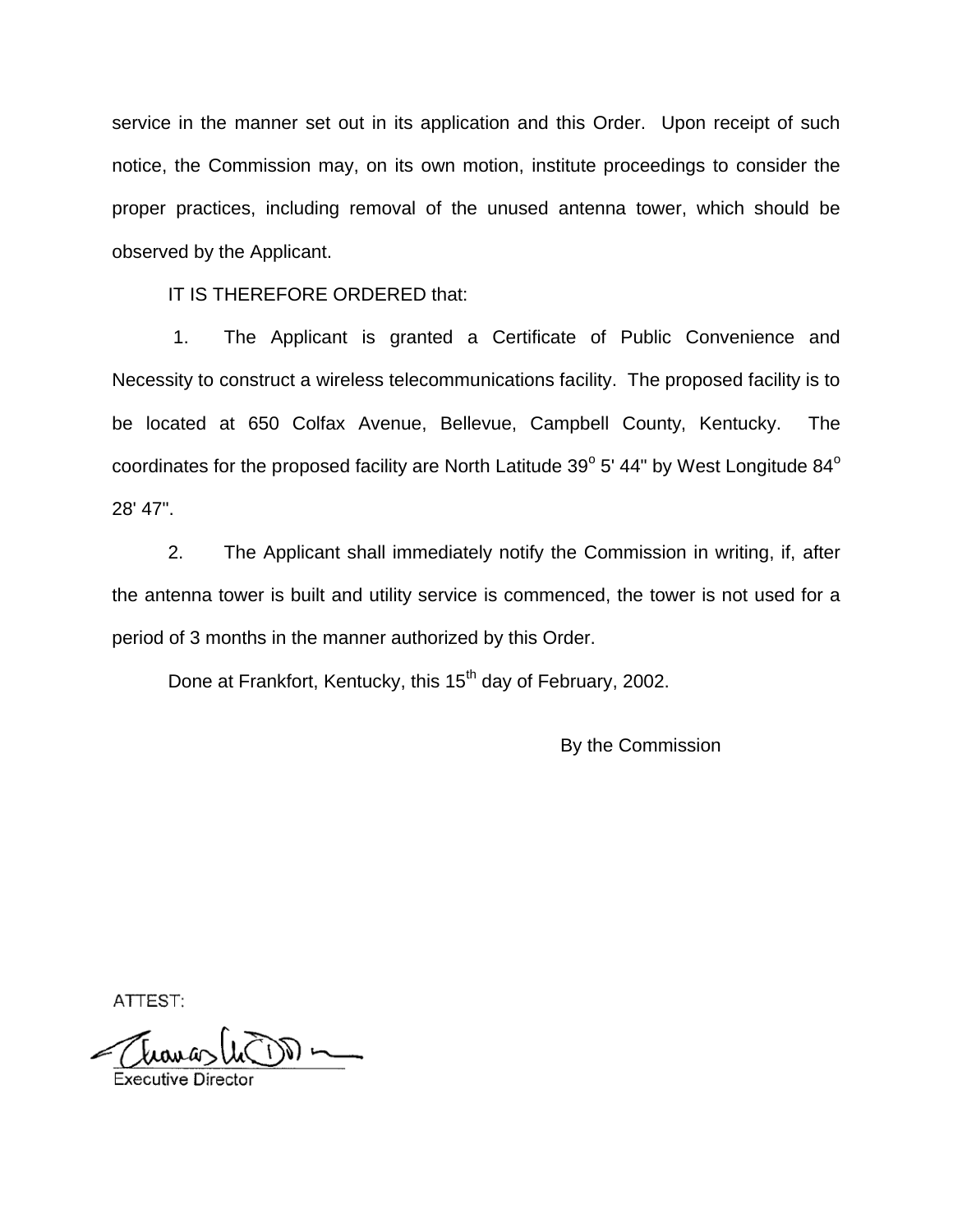service in the manner set out in its application and this Order. Upon receipt of such notice, the Commission may, on its own motion, institute proceedings to consider the proper practices, including removal of the unused antenna tower, which should be observed by the Applicant.

IT IS THEREFORE ORDERED that:

1. The Applicant is granted a Certificate of Public Convenience and Necessity to construct a wireless telecommunications facility. The proposed facility is to be located at 650 Colfax Avenue, Bellevue, Campbell County, Kentucky. The coordinates for the proposed facility are North Latitude 39$^{o}$ 5' 44" by West Longitude 84$^{o}$ 28' 47".

2. The Applicant shall immediately notify the Commission in writing, if, after the antenna tower is built and utility service is commenced, the tower is not used for a period of 3 months in the manner authorized by this Order.

Done at Frankfort, Kentucky, this 15$^{th}$ day of February, 2002.

By the Commission

ATTEST:

Executive Director